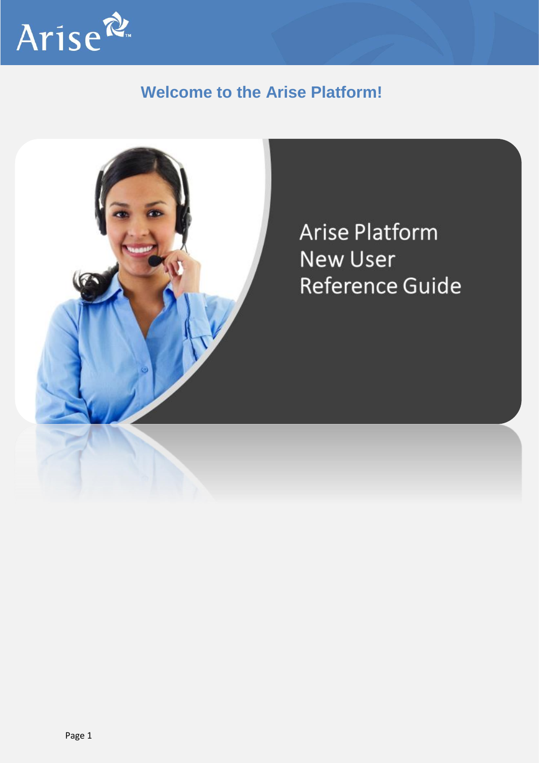Arise

# Welcome to the Arise Platform!

Arise Platform
New User
Reference Guide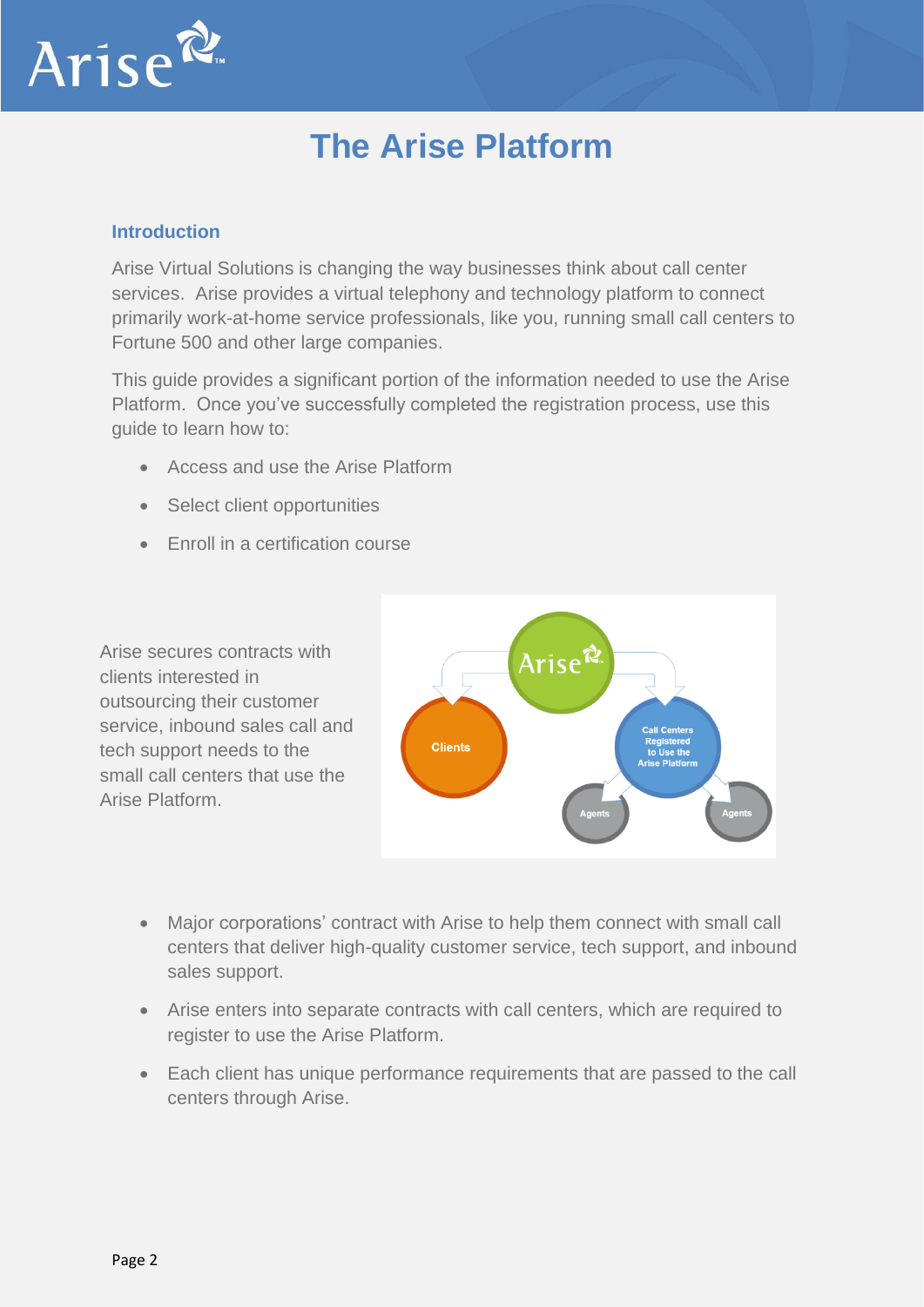# The Arise Platform

## Introduction

Arise Virtual Solutions is changing the way businesses think about call center services. Arise provides a virtual telephony and technology platform to connect primarily work-at-home service professionals, like you, running small call centers to Fortune 500 and other large companies.

This guide provides a significant portion of the information needed to use the Arise Platform. Once you've successfully completed the registration process, use this guide to learn how to:

- Access and use the Arise Platform
- Select client opportunities
- Enroll in a certification course

Arise secures contracts with clients interested in outsourcing their customer service, inbound sales call and tech support needs to the small call centers that use the Arise Platform.

- Major corporations' contract with Arise to help them connect with small call centers that deliver high-quality customer service, tech support, and inbound sales support.
- Arise enters into separate contracts with call centers, which are required to register to use the Arise Platform.
- Each client has unique performance requirements that are passed to the call centers through Arise.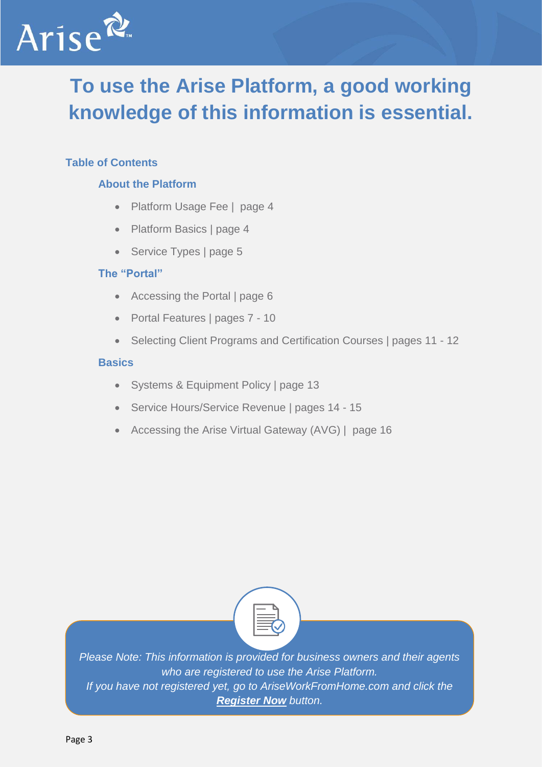# To use the Arise Platform, a good working knowledge of this information is essential.

## Table of Contents

### About the Platform

- Platform Usage Fee | page 4
- Platform Basics | page 4
- Service Types | page 5

### The "Portal"

- Accessing the Portal | page 6
- Portal Features | pages 7 - 10
- Selecting Client Programs and Certification Courses | pages 11 - 12

### Basics

- Systems & Equipment Policy | page 13
- Service Hours/Service Revenue | pages 14 - 15
- Accessing the Arise Virtual Gateway (AVG) | page 16

*Please Note: This information is provided for business owners and their agents who are registered to use the Arise Platform.*
*If you have not registered yet, go to AriseWorkFromHome.com and click the **Register Now** button.*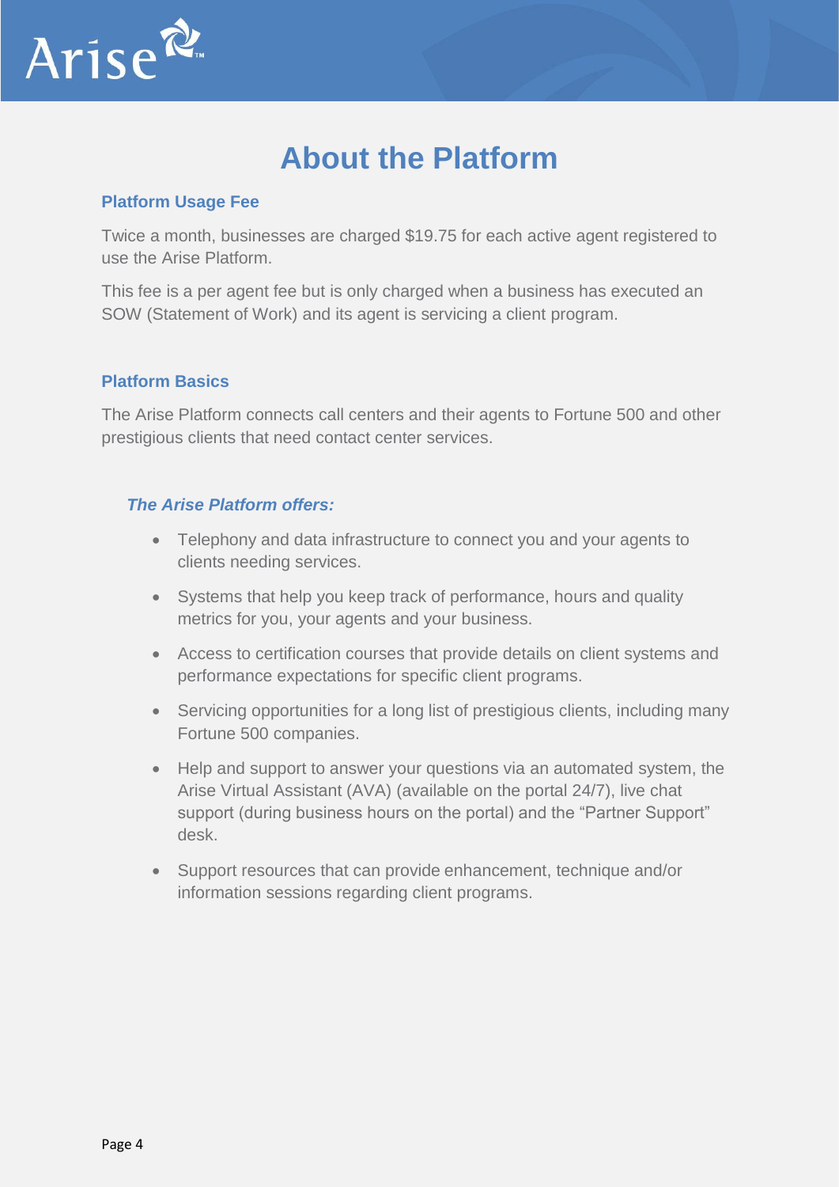# About the Platform

## Platform Usage Fee

Twice a month, businesses are charged $19.75 for each active agent registered to use the Arise Platform.

This fee is a per agent fee but is only charged when a business has executed an SOW (Statement of Work) and its agent is servicing a client program.

## Platform Basics

The Arise Platform connects call centers and their agents to Fortune 500 and other prestigious clients that need contact center services.

### *The Arise Platform offers:*

- Telephony and data infrastructure to connect you and your agents to clients needing services.
- Systems that help you keep track of performance, hours and quality metrics for you, your agents and your business.
- Access to certification courses that provide details on client systems and performance expectations for specific client programs.
- Servicing opportunities for a long list of prestigious clients, including many Fortune 500 companies.
- Help and support to answer your questions via an automated system, the Arise Virtual Assistant (AVA) (available on the portal 24/7), live chat support (during business hours on the portal) and the "Partner Support" desk.
- Support resources that can provide enhancement, technique and/or information sessions regarding client programs.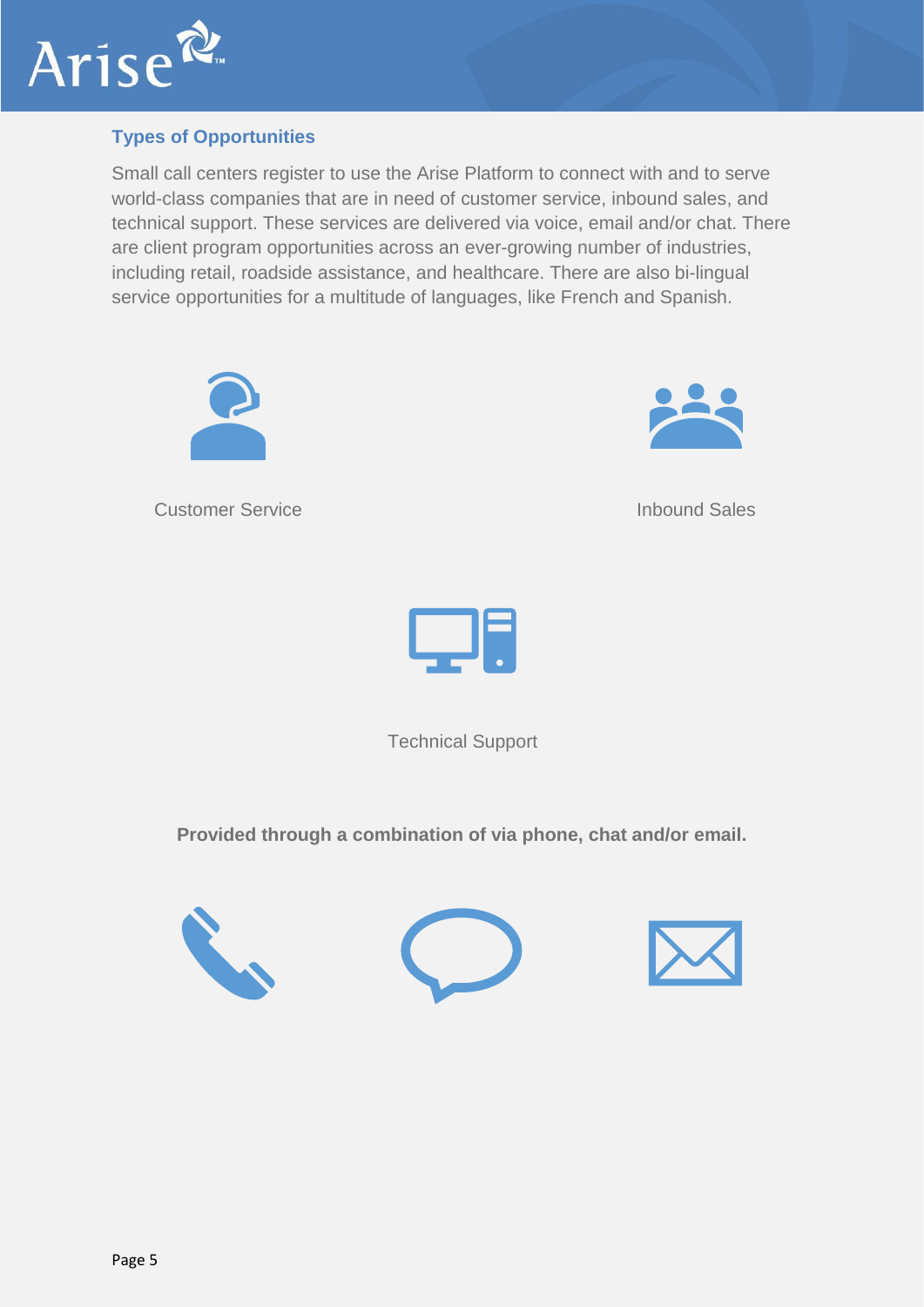### Types of Opportunities

Small call centers register to use the Arise Platform to connect with and to serve world-class companies that are in need of customer service, inbound sales, and technical support. These services are delivered via voice, email and/or chat. There are client program opportunities across an ever-growing number of industries, including retail, roadside assistance, and healthcare. There are also bi-lingual service opportunities for a multitude of languages, like French and Spanish.

Customer Service

Inbound Sales

Technical Support

**Provided through a combination of via phone, chat and/or email.**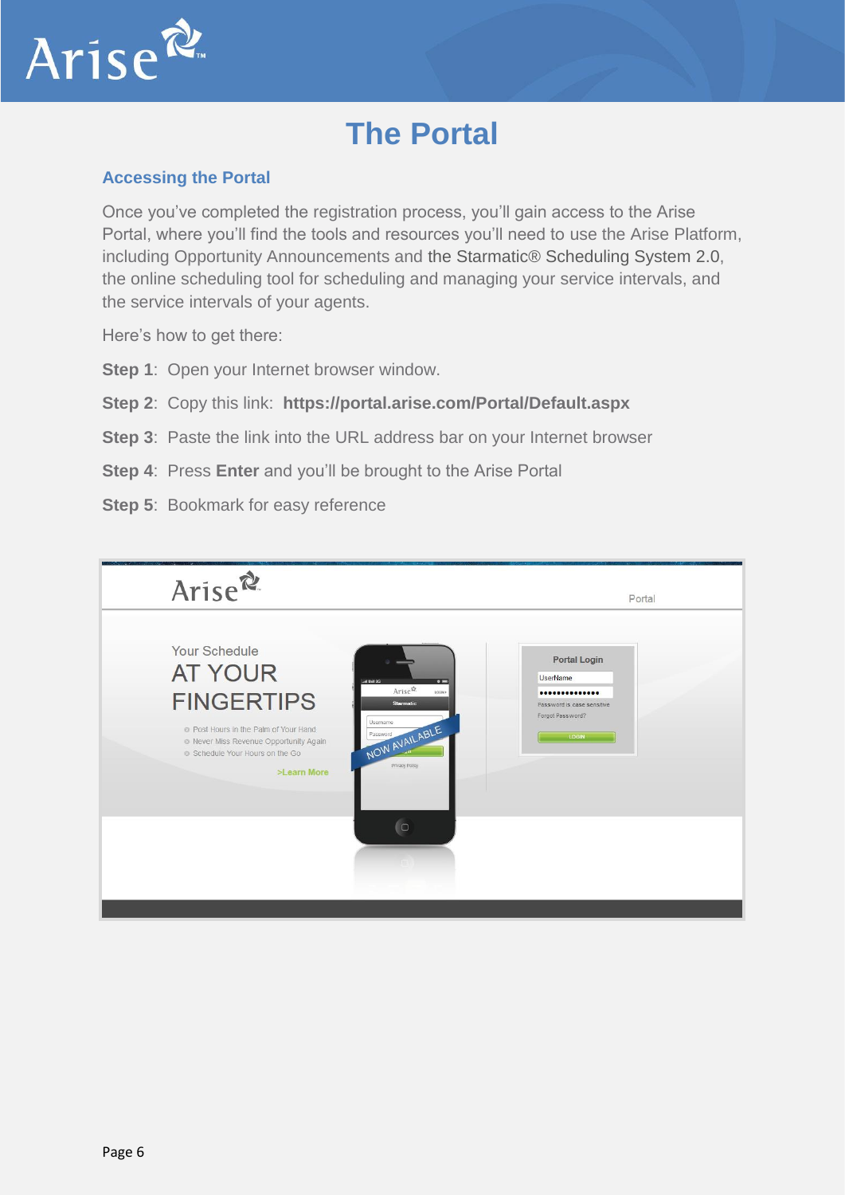# The Portal

## Accessing the Portal

Once you've completed the registration process, you'll gain access to the Arise Portal, where you'll find the tools and resources you'll need to use the Arise Platform, including Opportunity Announcements and the Starmatic® Scheduling System 2.0, the online scheduling tool for scheduling and managing your service intervals, and the service intervals of your agents.

Here's how to get there:

**Step 1**: Open your Internet browser window.

**Step 2**: Copy this link: **https://portal.arise.com/Portal/Default.aspx**

**Step 3**: Paste the link into the URL address bar on your Internet browser

**Step 4**: Press **Enter** and you'll be brought to the Arise Portal

**Step 5**: Bookmark for easy reference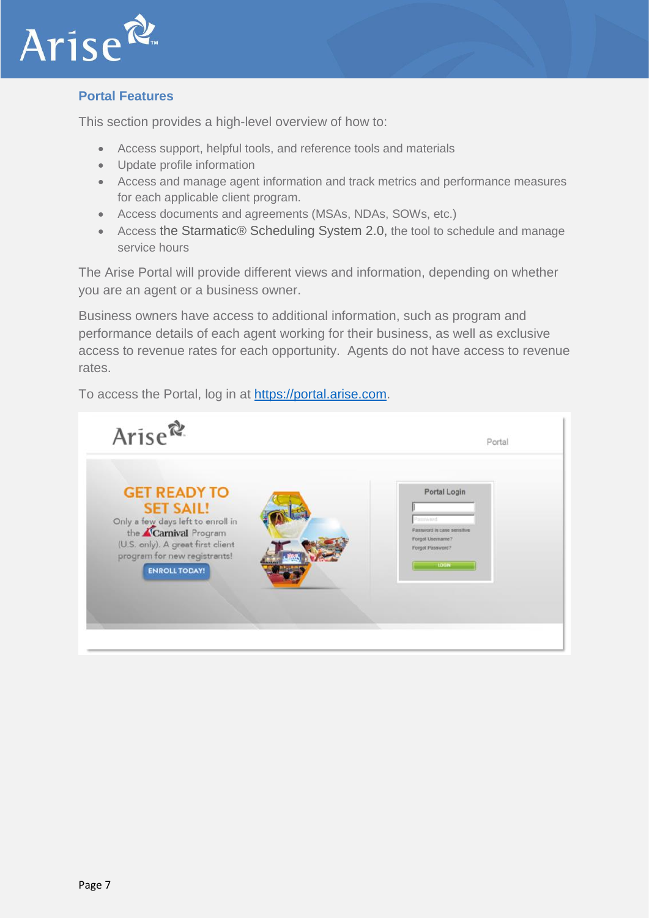## Portal Features

This section provides a high-level overview of how to:

- Access support, helpful tools, and reference tools and materials
- Update profile information
- Access and manage agent information and track metrics and performance measures for each applicable client program.
- Access documents and agreements (MSAs, NDAs, SOWs, etc.)
- Access the Starmatic® Scheduling System 2.0, the tool to schedule and manage service hours

The Arise Portal will provide different views and information, depending on whether you are an agent or a business owner.

Business owners have access to additional information, such as program and performance details of each agent working for their business, as well as exclusive access to revenue rates for each opportunity. Agents do not have access to revenue rates.

To access the Portal, log in at https://portal.arise.com.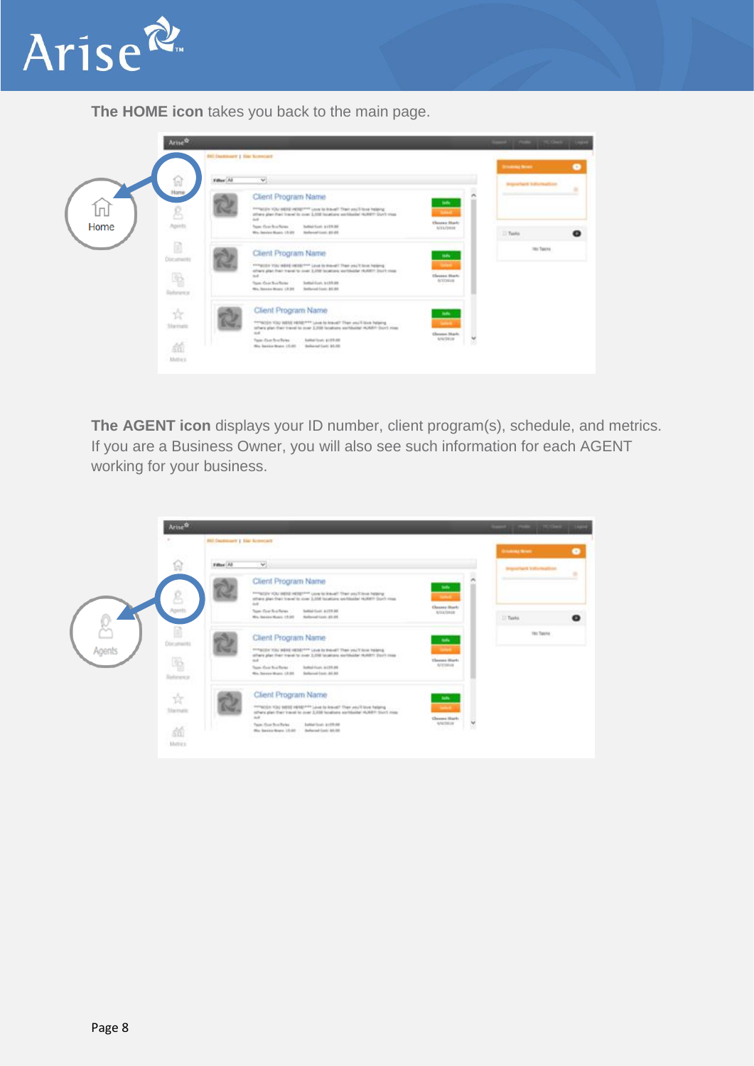**The HOME icon** takes you back to the main page.

**The AGENT icon** displays your ID number, client program(s), schedule, and metrics. If you are a Business Owner, you will also see such information for each AGENT working for your business.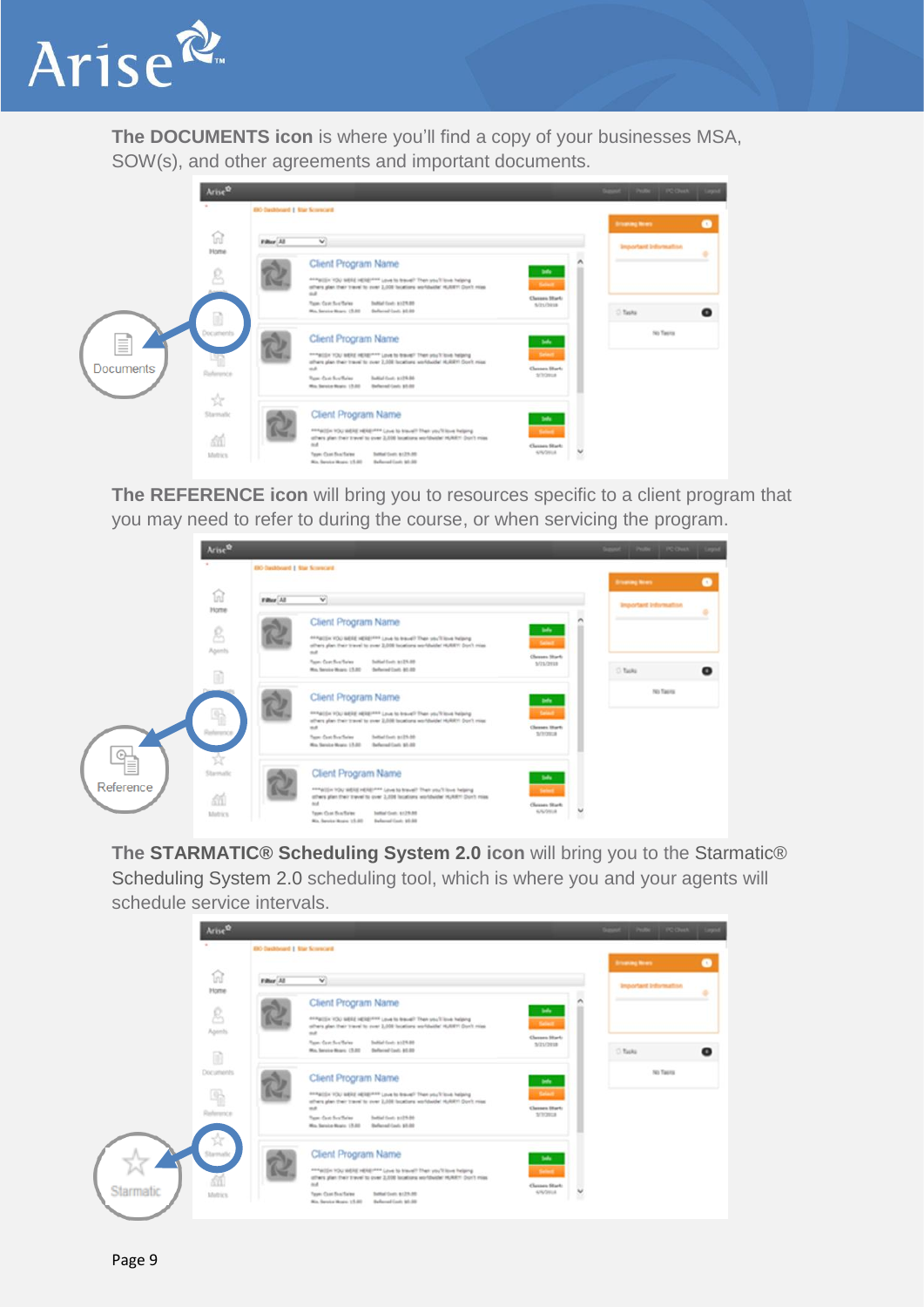**The DOCUMENTS icon** is where you'll find a copy of your businesses MSA, SOW(s), and other agreements and important documents.

**The REFERENCE icon** will bring you to resources specific to a client program that you may need to refer to during the course, or when servicing the program.

**The STARMATIC® Scheduling System 2.0 icon** will bring you to the Starmatic® Scheduling System 2.0 scheduling tool, which is where you and your agents will schedule service intervals.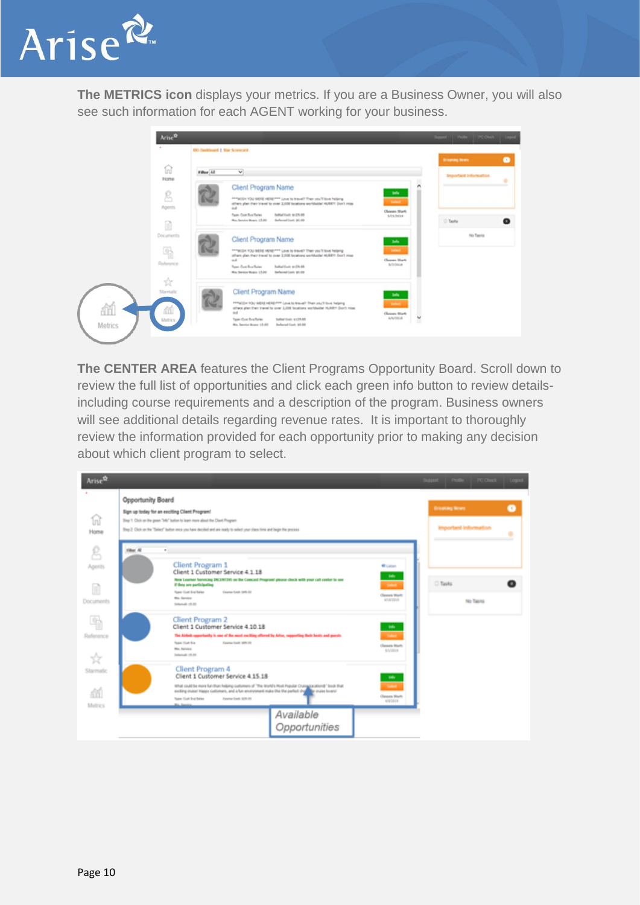**The METRICS icon** displays your metrics. If you are a Business Owner, you will also see such information for each AGENT working for your business.

**The CENTER AREA** features the Client Programs Opportunity Board. Scroll down to review the full list of opportunities and click each green info button to review details- including course requirements and a description of the program. Business owners will see additional details regarding revenue rates. It is important to thoroughly review the information provided for each opportunity prior to making any decision about which client program to select.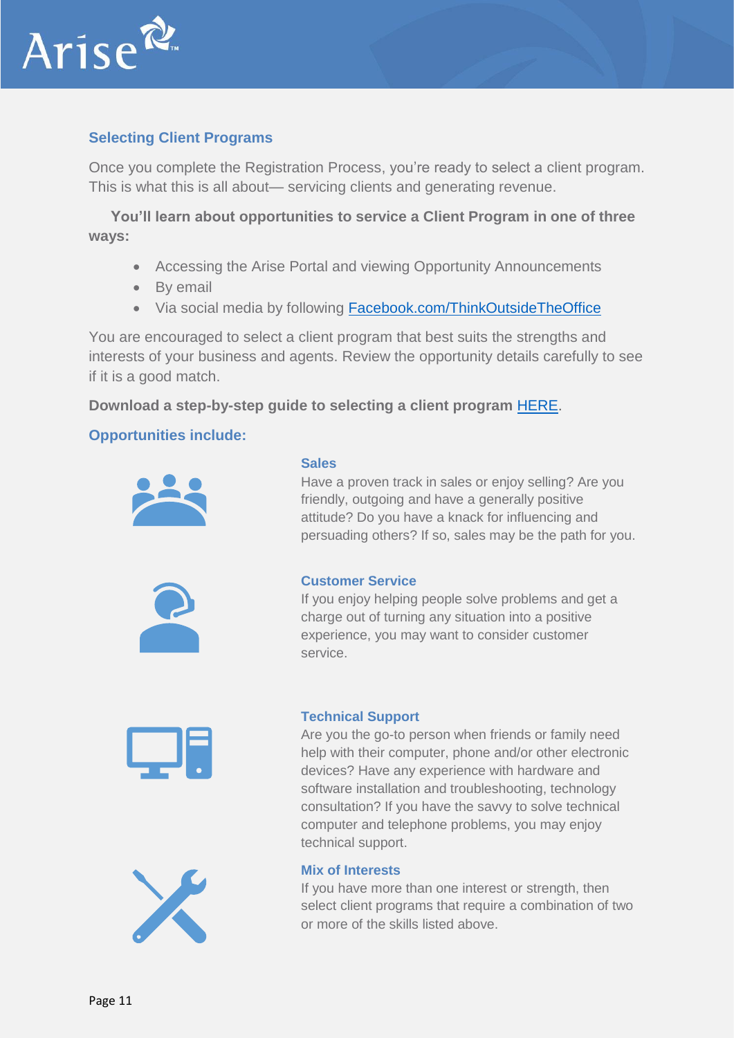## Selecting Client Programs

Once you complete the Registration Process, you're ready to select a client program. This is what this is all about— servicing clients and generating revenue.

**You'll learn about opportunities to service a Client Program in one of three ways:**

- Accessing the Arise Portal and viewing Opportunity Announcements
- By email
- Via social media by following Facebook.com/ThinkOutsideTheOffice

You are encouraged to select a client program that best suits the strengths and interests of your business and agents. Review the opportunity details carefully to see if it is a good match.

**Download a step-by-step guide to selecting a client program HERE.**

### Opportunities include:

#### Sales

Have a proven track in sales or enjoy selling? Are you friendly, outgoing and have a generally positive attitude? Do you have a knack for influencing and persuading others? If so, sales may be the path for you.

#### Customer Service

If you enjoy helping people solve problems and get a charge out of turning any situation into a positive experience, you may want to consider customer service.

#### Technical Support

Are you the go-to person when friends or family need help with their computer, phone and/or other electronic devices? Have any experience with hardware and software installation and troubleshooting, technology consultation? If you have the savvy to solve technical computer and telephone problems, you may enjoy technical support.

#### Mix of Interests

If you have more than one interest or strength, then select client programs that require a combination of two or more of the skills listed above.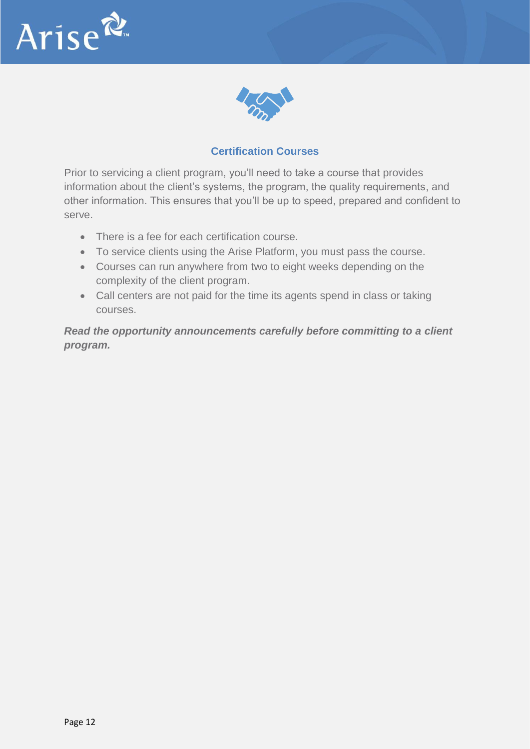### Certification Courses

Prior to servicing a client program, you'll need to take a course that provides information about the client's systems, the program, the quality requirements, and other information. This ensures that you'll be up to speed, prepared and confident to serve.

- There is a fee for each certification course.
- To service clients using the Arise Platform, you must pass the course.
- Courses can run anywhere from two to eight weeks depending on the complexity of the client program.
- Call centers are not paid for the time its agents spend in class or taking courses.

***Read the opportunity announcements carefully before committing to a client program.***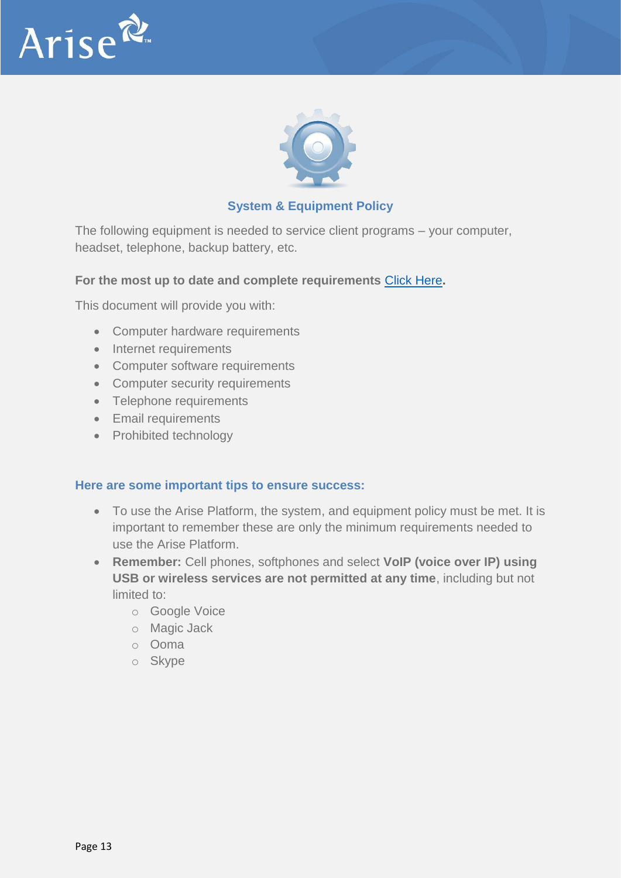## System & Equipment Policy

The following equipment is needed to service client programs – your computer, headset, telephone, backup battery, etc.

**For the most up to date and complete requirements Click Here.**

This document will provide you with:

- Computer hardware requirements
- Internet requirements
- Computer software requirements
- Computer security requirements
- Telephone requirements
- Email requirements
- Prohibited technology

### Here are some important tips to ensure success:

- To use the Arise Platform, the system, and equipment policy must be met. It is important to remember these are only the minimum requirements needed to use the Arise Platform.
- **Remember:** Cell phones, softphones and select **VoIP (voice over IP) using USB or wireless services are not permitted at any time**, including but not limited to:
  - Google Voice
  - Magic Jack
  - Ooma
  - Skype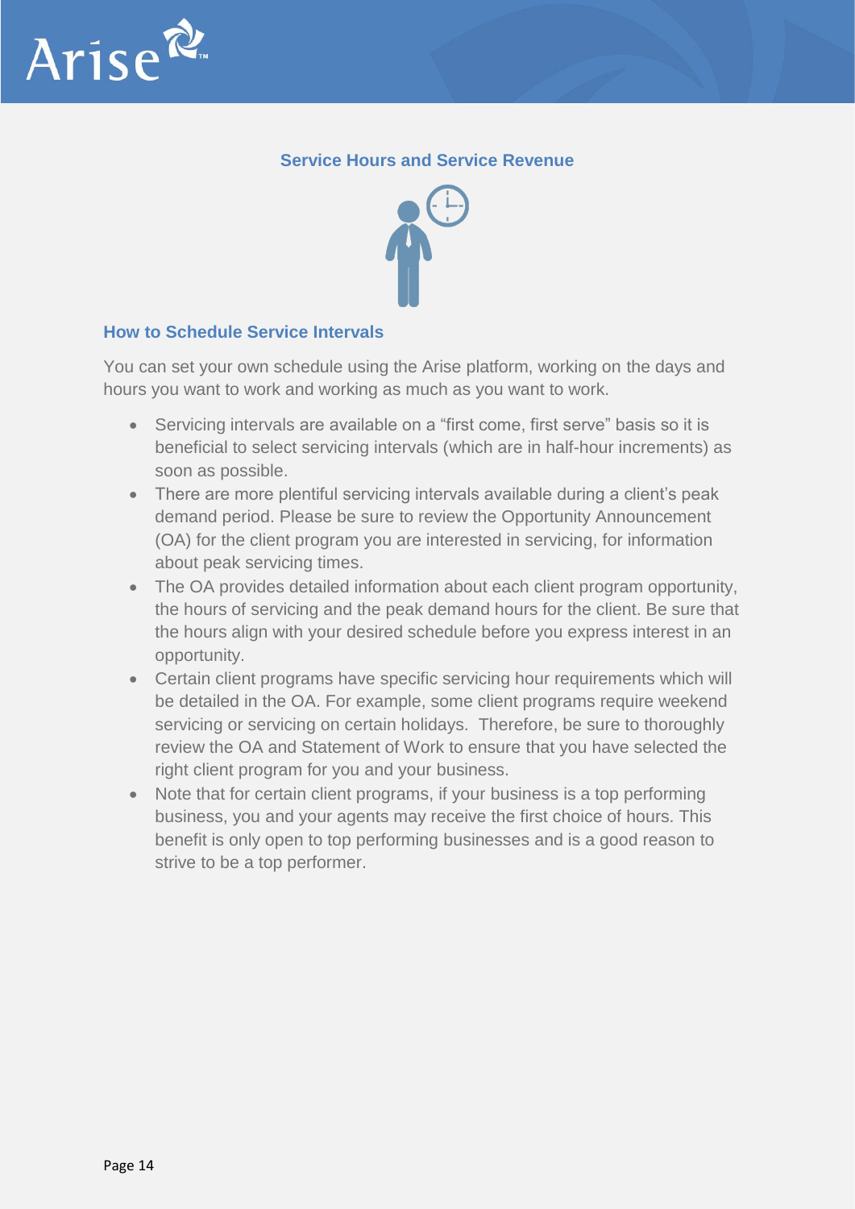## Service Hours and Service Revenue

### How to Schedule Service Intervals

You can set your own schedule using the Arise platform, working on the days and hours you want to work and working as much as you want to work.

- Servicing intervals are available on a "first come, first serve" basis so it is beneficial to select servicing intervals (which are in half-hour increments) as soon as possible.
- There are more plentiful servicing intervals available during a client's peak demand period. Please be sure to review the Opportunity Announcement (OA) for the client program you are interested in servicing, for information about peak servicing times.
- The OA provides detailed information about each client program opportunity, the hours of servicing and the peak demand hours for the client. Be sure that the hours align with your desired schedule before you express interest in an opportunity.
- Certain client programs have specific servicing hour requirements which will be detailed in the OA. For example, some client programs require weekend servicing or servicing on certain holidays. Therefore, be sure to thoroughly review the OA and Statement of Work to ensure that you have selected the right client program for you and your business.
- Note that for certain client programs, if your business is a top performing business, you and your agents may receive the first choice of hours. This benefit is only open to top performing businesses and is a good reason to strive to be a top performer.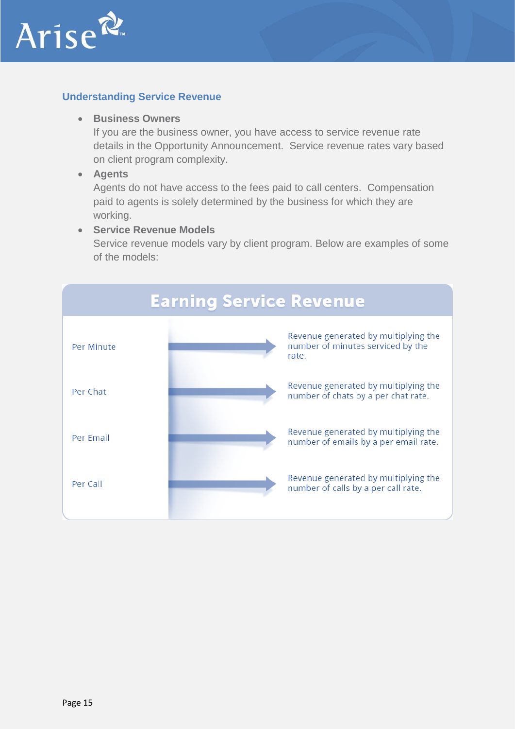## Understanding Service Revenue

- **Business Owners**
  If you are the business owner, you have access to service revenue rate details in the Opportunity Announcement. Service revenue rates vary based on client program complexity.
- **Agents**
  Agents do not have access to the fees paid to call centers. Compensation paid to agents is solely determined by the business for which they are working.
- **Service Revenue Models**
  Service revenue models vary by client program. Below are examples of some of the models:

| Earning Service Revenue | |
| --- | --- |
| Per Minute | Revenue generated by multiplying the number of minutes serviced by the rate. |
| Per Chat | Revenue generated by multiplying the number of chats by a per chat rate. |
| Per Email | Revenue generated by multiplying the number of emails by a per email rate. |
| Per Call | Revenue generated by multiplying the number of calls by a per call rate. |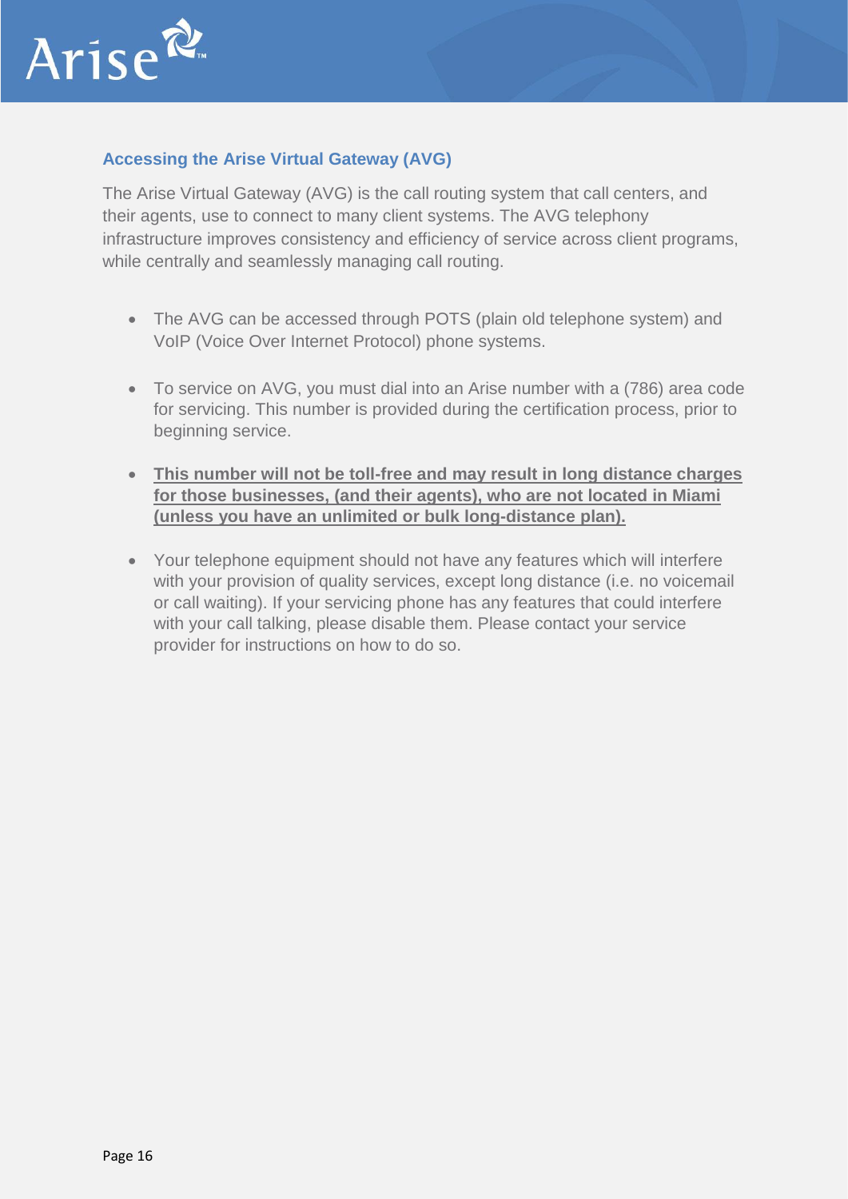### Accessing the Arise Virtual Gateway (AVG)

The Arise Virtual Gateway (AVG) is the call routing system that call centers, and their agents, use to connect to many client systems. The AVG telephony infrastructure improves consistency and efficiency of service across client programs, while centrally and seamlessly managing call routing.

- The AVG can be accessed through POTS (plain old telephone system) and VoIP (Voice Over Internet Protocol) phone systems.
- To service on AVG, you must dial into an Arise number with a (786) area code for servicing. This number is provided during the certification process, prior to beginning service.
- **<u>This number will not be toll-free and may result in long distance charges for those businesses, (and their agents), who are not located in Miami (unless you have an unlimited or bulk long-distance plan).</u>**
- Your telephone equipment should not have any features which will interfere with your provision of quality services, except long distance (i.e. no voicemail or call waiting). If your servicing phone has any features that could interfere with your call talking, please disable them. Please contact your service provider for instructions on how to do so.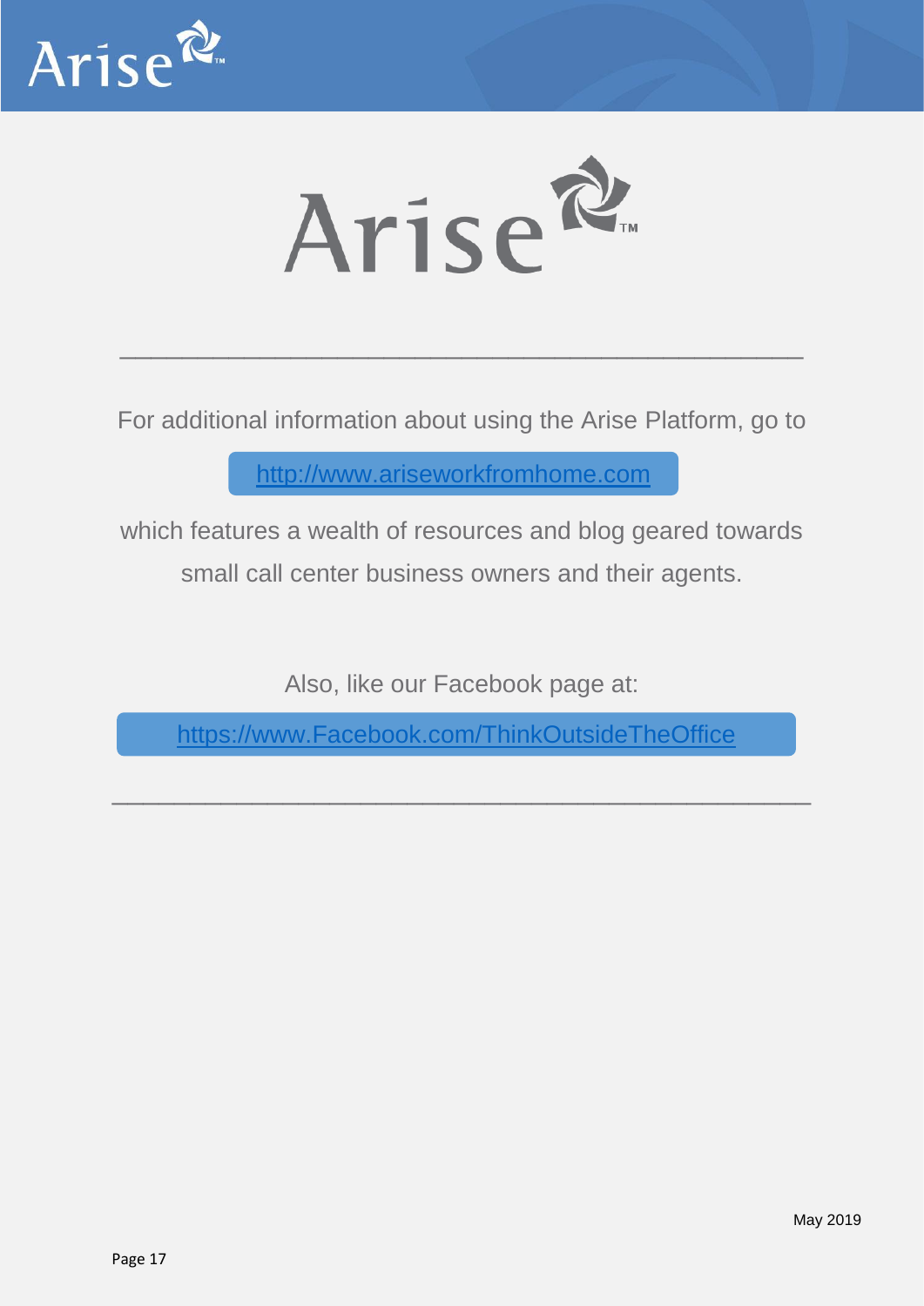Arise™

---

For additional information about using the Arise Platform, go to

http://www.ariseworkfromhome.com

which features a wealth of resources and blog geared towards small call center business owners and their agents.

Also, like our Facebook page at:

https://www.Facebook.com/ThinkOutsideTheOffice

---

May 2019